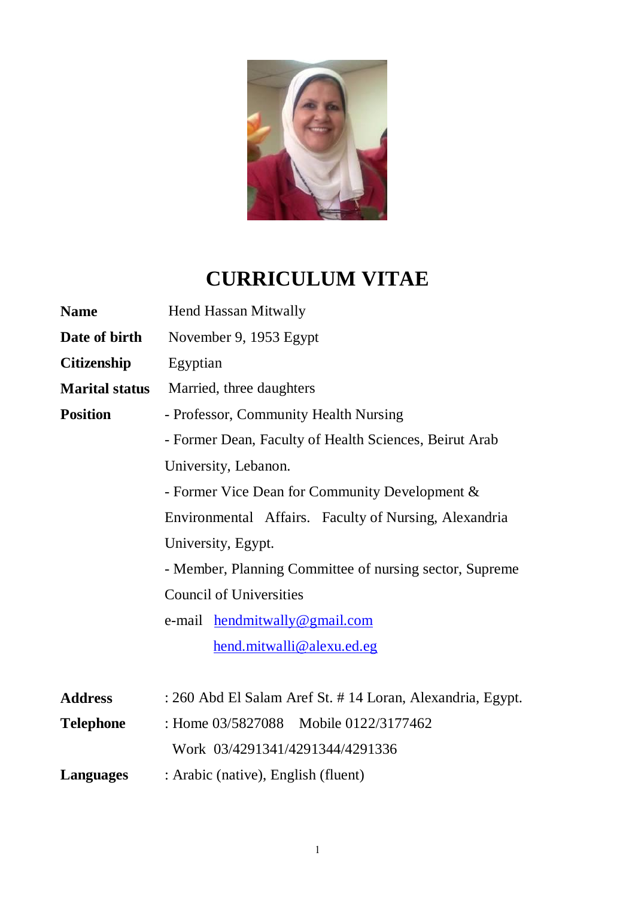# CURRICULUM VITAE

| | |
|---|---|
| **Name** | Hend Hassan Mitwally |
| **Date of birth** | November 9, 1953 Egypt |
| **Citizenship** | Egyptian |
| **Marital status** | Married, three daughters |
| **Position** | - Professor, Community Health Nursing<br>- Former Dean, Faculty of Health Sciences, Beirut Arab University, Lebanon.<br>- Former Vice Dean for Community Development & Environmental Affairs. Faculty of Nursing, Alexandria University, Egypt.<br>- Member, Planning Committee of nursing sector, Supreme Council of Universities<br>e-mail hendmitwally@gmail.com<br>hend.mitwalli@alexu.ed.eg |
| **Address** | : 260 Abd El Salam Aref St. # 14 Loran, Alexandria, Egypt. |
| **Telephone** | : Home 03/5827088 Mobile 0122/3177462<br>Work 03/4291341/4291344/4291336 |
| **Languages** | : Arabic (native), English (fluent) |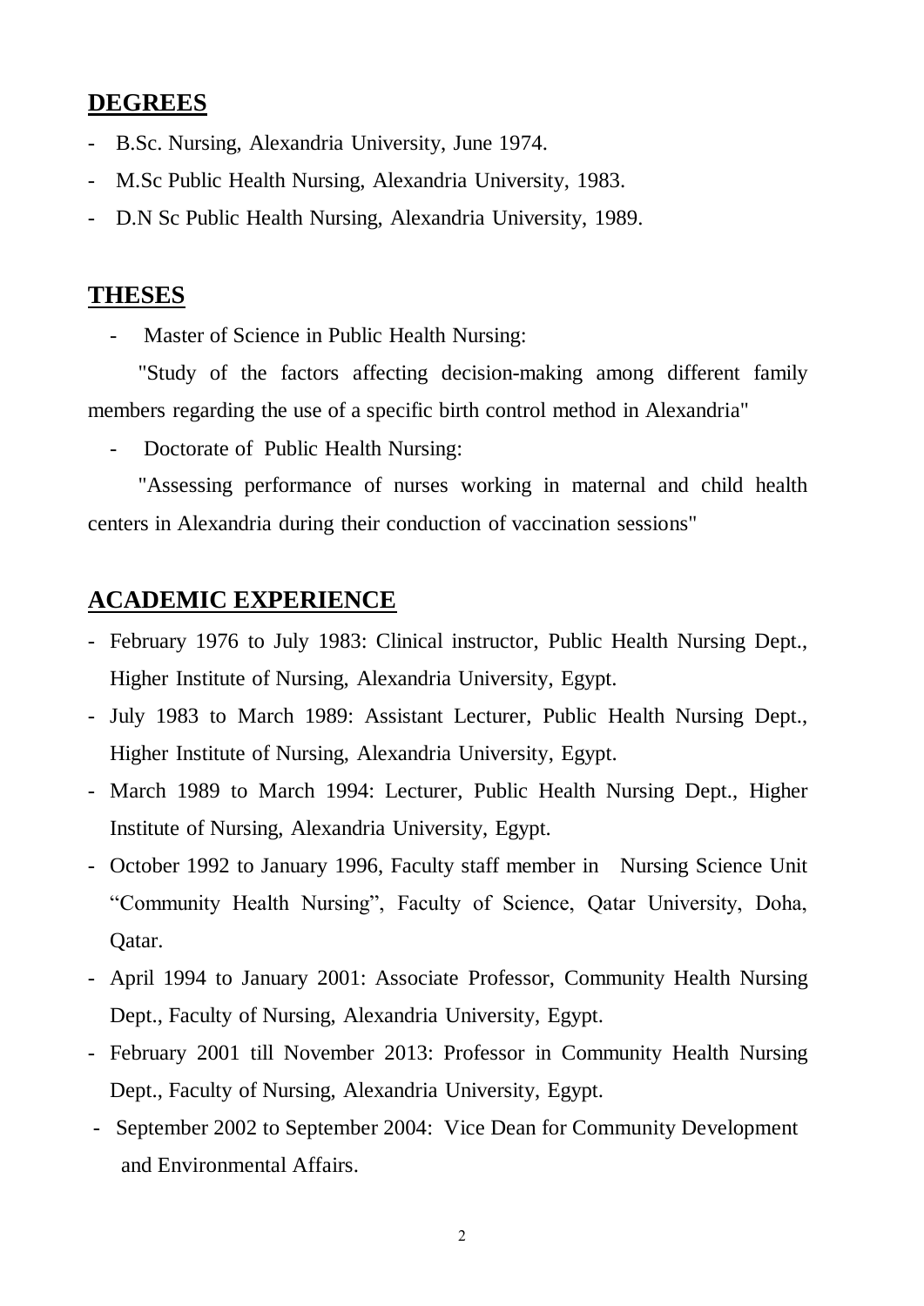## DEGREES

- B.Sc. Nursing, Alexandria University, June 1974.
- M.Sc Public Health Nursing, Alexandria University, 1983.
- D.N Sc Public Health Nursing, Alexandria University, 1989.

## THESES

- Master of Science in Public Health Nursing:

  "Study of the factors affecting decision-making among different family members regarding the use of a specific birth control method in Alexandria"

- Doctorate of Public Health Nursing:

  "Assessing performance of nurses working in maternal and child health centers in Alexandria during their conduction of vaccination sessions"

## ACADEMIC EXPERIENCE

- February 1976 to July 1983: Clinical instructor, Public Health Nursing Dept., Higher Institute of Nursing, Alexandria University, Egypt.
- July 1983 to March 1989: Assistant Lecturer, Public Health Nursing Dept., Higher Institute of Nursing, Alexandria University, Egypt.
- March 1989 to March 1994: Lecturer, Public Health Nursing Dept., Higher Institute of Nursing, Alexandria University, Egypt.
- October 1992 to January 1996, Faculty staff member in Nursing Science Unit "Community Health Nursing", Faculty of Science, Qatar University, Doha, Qatar.
- April 1994 to January 2001: Associate Professor, Community Health Nursing Dept., Faculty of Nursing, Alexandria University, Egypt.
- February 2001 till November 2013: Professor in Community Health Nursing Dept., Faculty of Nursing, Alexandria University, Egypt.
- September 2002 to September 2004: Vice Dean for Community Development and Environmental Affairs.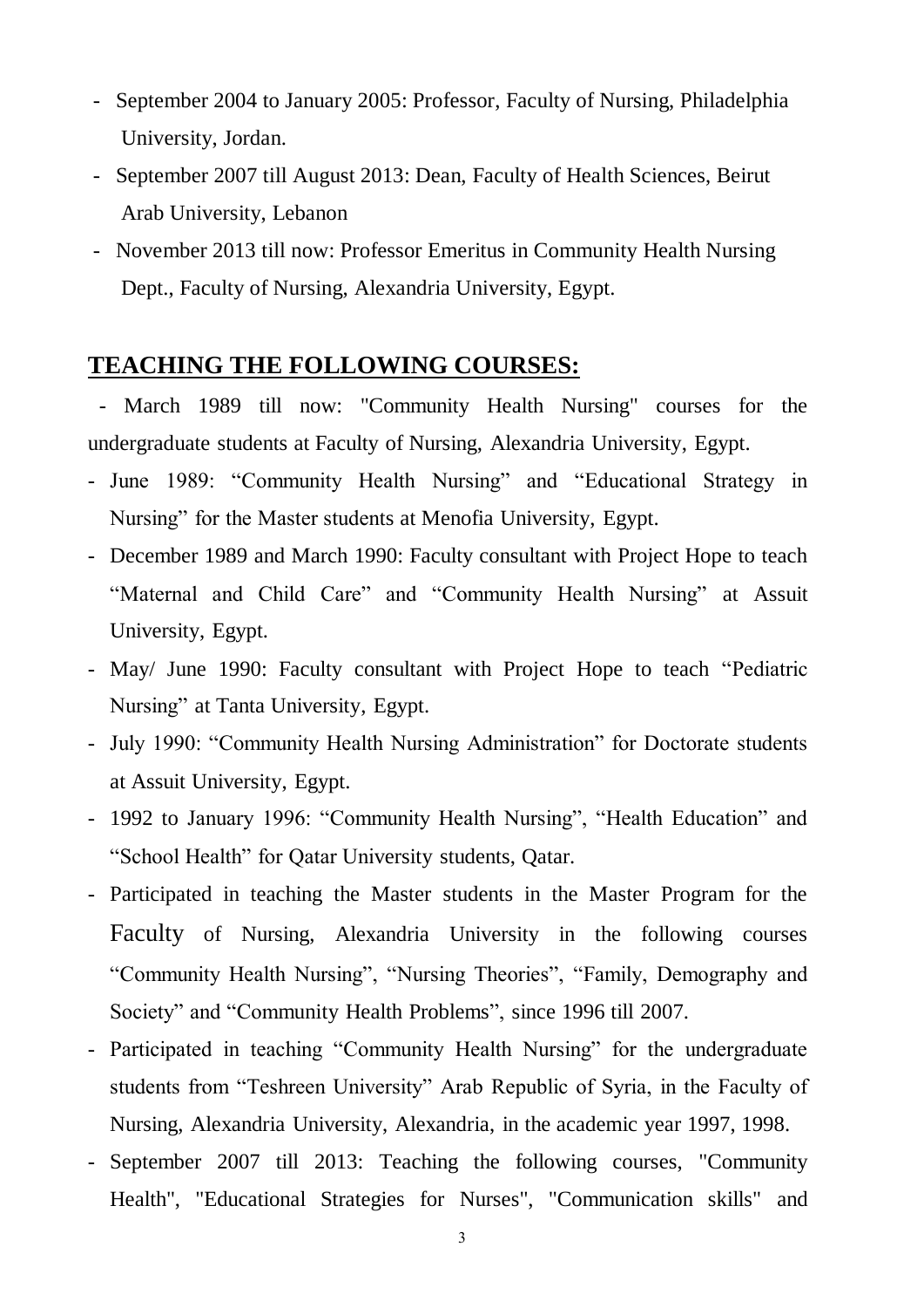- September 2004 to January 2005: Professor, Faculty of Nursing, Philadelphia University, Jordan.
- September 2007 till August 2013: Dean, Faculty of Health Sciences, Beirut Arab University, Lebanon
- November 2013 till now: Professor Emeritus in Community Health Nursing Dept., Faculty of Nursing, Alexandria University, Egypt.

## TEACHING THE FOLLOWING COURSES:

- March 1989 till now: "Community Health Nursing" courses for the undergraduate students at Faculty of Nursing, Alexandria University, Egypt.
- June 1989: “Community Health Nursing” and “Educational Strategy in Nursing” for the Master students at Menofia University, Egypt.
- December 1989 and March 1990: Faculty consultant with Project Hope to teach “Maternal and Child Care” and “Community Health Nursing” at Assuit University, Egypt.
- May/ June 1990: Faculty consultant with Project Hope to teach “Pediatric Nursing” at Tanta University, Egypt.
- July 1990: “Community Health Nursing Administration” for Doctorate students at Assuit University, Egypt.
- 1992 to January 1996: “Community Health Nursing”, “Health Education” and “School Health” for Qatar University students, Qatar.
- Participated in teaching the Master students in the Master Program for the Faculty of Nursing, Alexandria University in the following courses “Community Health Nursing”, “Nursing Theories”, “Family, Demography and Society” and “Community Health Problems”, since 1996 till 2007.
- Participated in teaching “Community Health Nursing” for the undergraduate students from “Teshreen University” Arab Republic of Syria, in the Faculty of Nursing, Alexandria University, Alexandria, in the academic year 1997, 1998.
- September 2007 till 2013: Teaching the following courses, "Community Health", "Educational Strategies for Nurses", "Communication skills" and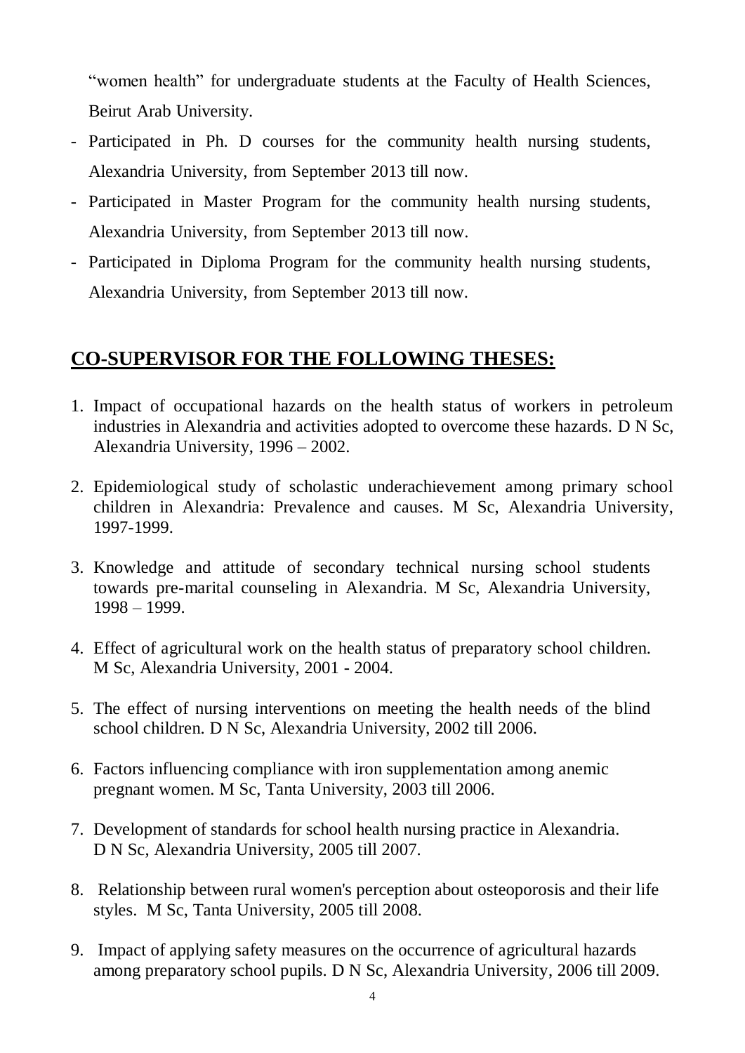"women health" for undergraduate students at the Faculty of Health Sciences, Beirut Arab University.

- Participated in Ph. D courses for the community health nursing students, Alexandria University, from September 2013 till now.
- Participated in Master Program for the community health nursing students, Alexandria University, from September 2013 till now.
- Participated in Diploma Program for the community health nursing students, Alexandria University, from September 2013 till now.

## CO-SUPERVISOR FOR THE FOLLOWING THESES:

1. Impact of occupational hazards on the health status of workers in petroleum industries in Alexandria and activities adopted to overcome these hazards. D N Sc, Alexandria University, 1996 – 2002.
2. Epidemiological study of scholastic underachievement among primary school children in Alexandria: Prevalence and causes. M Sc, Alexandria University, 1997-1999.
3. Knowledge and attitude of secondary technical nursing school students towards pre-marital counseling in Alexandria. M Sc, Alexandria University, 1998 – 1999.
4. Effect of agricultural work on the health status of preparatory school children. M Sc, Alexandria University, 2001 - 2004.
5. The effect of nursing interventions on meeting the health needs of the blind school children. D N Sc, Alexandria University, 2002 till 2006.
6. Factors influencing compliance with iron supplementation among anemic pregnant women. M Sc, Tanta University, 2003 till 2006.
7. Development of standards for school health nursing practice in Alexandria. D N Sc, Alexandria University, 2005 till 2007.
8. Relationship between rural women's perception about osteoporosis and their life styles. M Sc, Tanta University, 2005 till 2008.
9. Impact of applying safety measures on the occurrence of agricultural hazards among preparatory school pupils. D N Sc, Alexandria University, 2006 till 2009.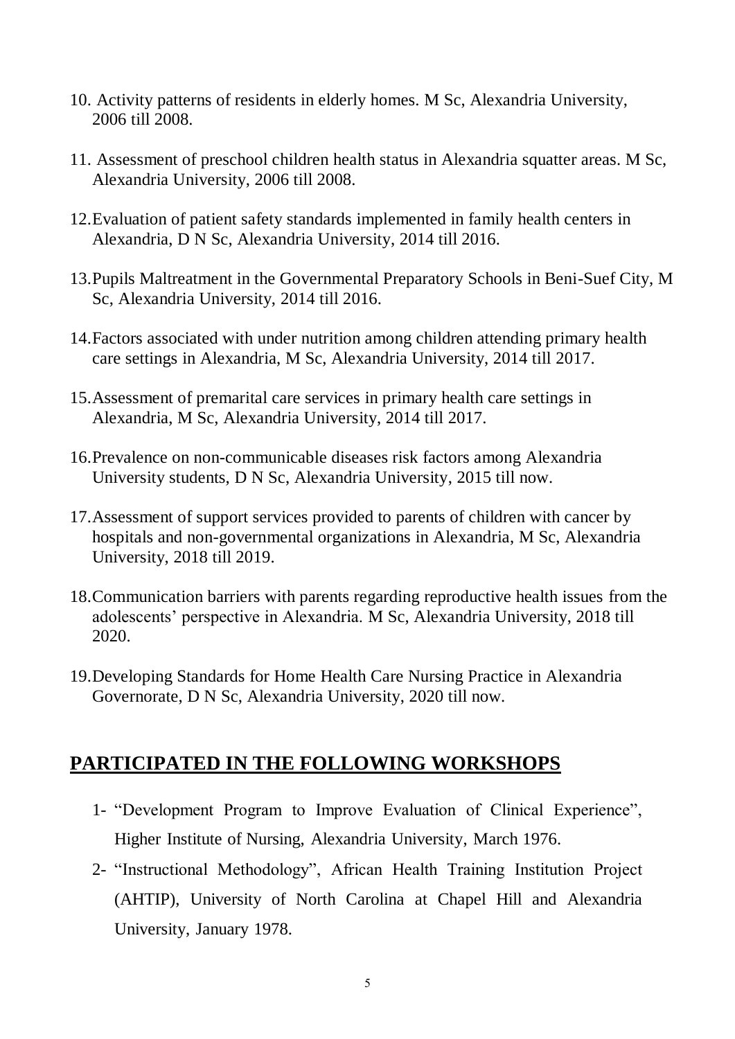10. Activity patterns of residents in elderly homes. M Sc, Alexandria University, 2006 till 2008.

11. Assessment of preschool children health status in Alexandria squatter areas. M Sc, Alexandria University, 2006 till 2008.

12. Evaluation of patient safety standards implemented in family health centers in Alexandria, D N Sc, Alexandria University, 2014 till 2016.

13. Pupils Maltreatment in the Governmental Preparatory Schools in Beni-Suef City, M Sc, Alexandria University, 2014 till 2016.

14. Factors associated with under nutrition among children attending primary health care settings in Alexandria, M Sc, Alexandria University, 2014 till 2017.

15. Assessment of premarital care services in primary health care settings in Alexandria, M Sc, Alexandria University, 2014 till 2017.

16. Prevalence on non-communicable diseases risk factors among Alexandria University students, D N Sc, Alexandria University, 2015 till now.

17. Assessment of support services provided to parents of children with cancer by hospitals and non-governmental organizations in Alexandria, M Sc, Alexandria University, 2018 till 2019.

18. Communication barriers with parents regarding reproductive health issues from the adolescents' perspective in Alexandria. M Sc, Alexandria University, 2018 till 2020.

19. Developing Standards for Home Health Care Nursing Practice in Alexandria Governorate, D N Sc, Alexandria University, 2020 till now.

## PARTICIPATED IN THE FOLLOWING WORKSHOPS

1- "Development Program to Improve Evaluation of Clinical Experience", Higher Institute of Nursing, Alexandria University, March 1976.

2- "Instructional Methodology", African Health Training Institution Project (AHTIP), University of North Carolina at Chapel Hill and Alexandria University, January 1978.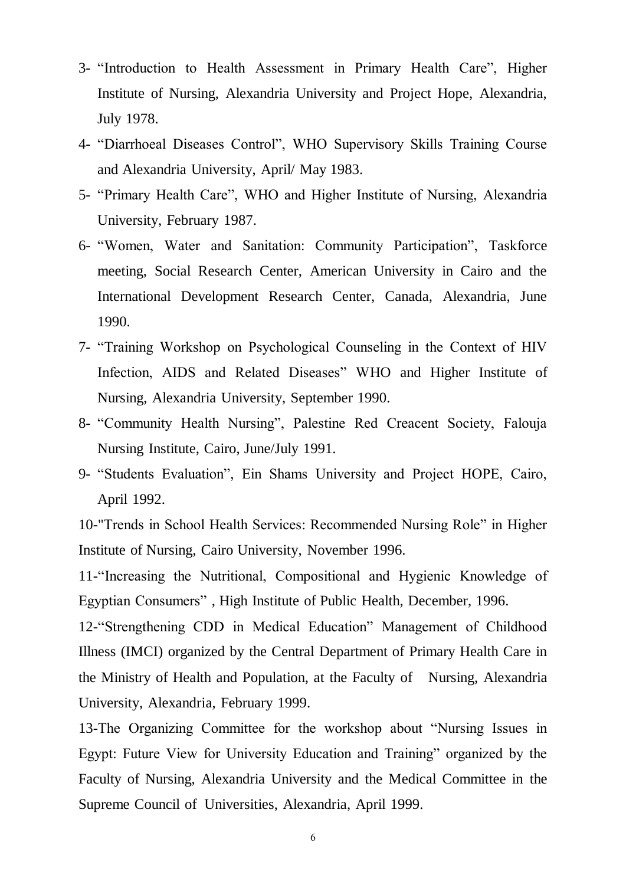3- "Introduction to Health Assessment in Primary Health Care", Higher Institute of Nursing, Alexandria University and Project Hope, Alexandria, July 1978.

4- "Diarrhoeal Diseases Control", WHO Supervisory Skills Training Course and Alexandria University, April/ May 1983.

5- "Primary Health Care", WHO and Higher Institute of Nursing, Alexandria University, February 1987.

6- "Women, Water and Sanitation: Community Participation", Taskforce meeting, Social Research Center, American University in Cairo and the International Development Research Center, Canada, Alexandria, June 1990.

7- "Training Workshop on Psychological Counseling in the Context of HIV Infection, AIDS and Related Diseases" WHO and Higher Institute of Nursing, Alexandria University, September 1990.

8- "Community Health Nursing", Palestine Red Creacent Society, Falouja Nursing Institute, Cairo, June/July 1991.

9- "Students Evaluation", Ein Shams University and Project HOPE, Cairo, April 1992.

10-"Trends in School Health Services: Recommended Nursing Role" in Higher Institute of Nursing, Cairo University, November 1996.

11-"Increasing the Nutritional, Compositional and Hygienic Knowledge of Egyptian Consumers" , High Institute of Public Health, December, 1996.

12-"Strengthening CDD in Medical Education" Management of Childhood Illness (IMCI) organized by the Central Department of Primary Health Care in the Ministry of Health and Population, at the Faculty of Nursing, Alexandria University, Alexandria, February 1999.

13-The Organizing Committee for the workshop about "Nursing Issues in Egypt: Future View for University Education and Training" organized by the Faculty of Nursing, Alexandria University and the Medical Committee in the Supreme Council of Universities, Alexandria, April 1999.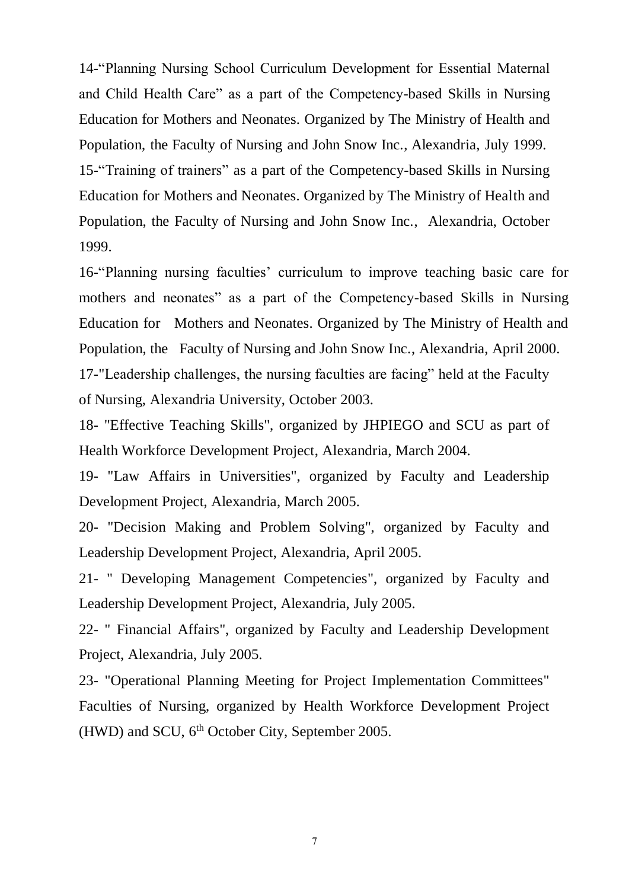14-“Planning Nursing School Curriculum Development for Essential Maternal and Child Health Care” as a part of the Competency-based Skills in Nursing Education for Mothers and Neonates. Organized by The Ministry of Health and Population, the Faculty of Nursing and John Snow Inc., Alexandria, July 1999.

15-“Training of trainers” as a part of the Competency-based Skills in Nursing Education for Mothers and Neonates. Organized by The Ministry of Health and Population, the Faculty of Nursing and John Snow Inc., Alexandria, October 1999.

16-“Planning nursing faculties’ curriculum to improve teaching basic care for mothers and neonates” as a part of the Competency-based Skills in Nursing Education for Mothers and Neonates. Organized by The Ministry of Health and Population, the Faculty of Nursing and John Snow Inc., Alexandria, April 2000.

17-"Leadership challenges, the nursing faculties are facing” held at the Faculty of Nursing, Alexandria University, October 2003.

18- "Effective Teaching Skills", organized by JHPIEGO and SCU as part of Health Workforce Development Project, Alexandria, March 2004.

19- "Law Affairs in Universities", organized by Faculty and Leadership Development Project, Alexandria, March 2005.

20- "Decision Making and Problem Solving", organized by Faculty and Leadership Development Project, Alexandria, April 2005.

21- " Developing Management Competencies", organized by Faculty and Leadership Development Project, Alexandria, July 2005.

22- " Financial Affairs", organized by Faculty and Leadership Development Project, Alexandria, July 2005.

23- "Operational Planning Meeting for Project Implementation Committees" Faculties of Nursing, organized by Health Workforce Development Project (HWD) and SCU, 6th October City, September 2005.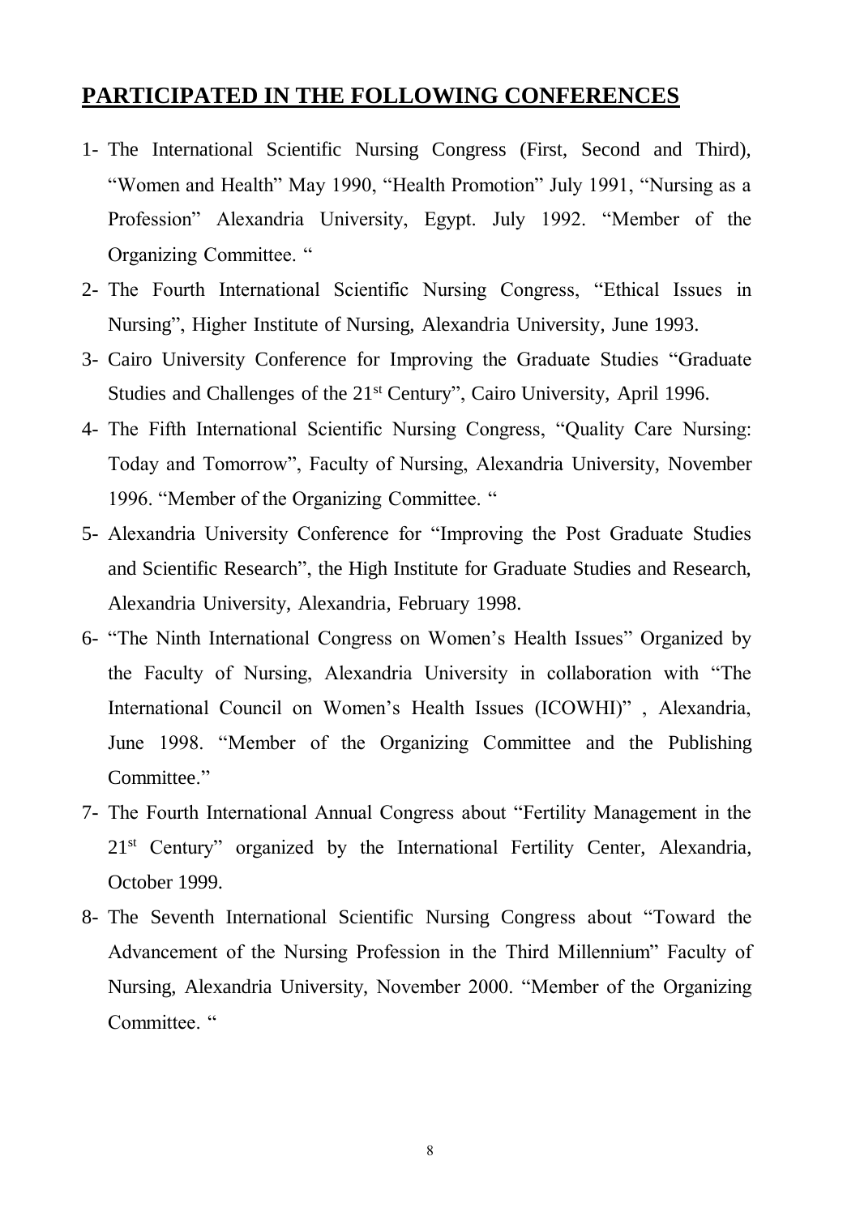## PARTICIPATED IN THE FOLLOWING CONFERENCES

1- The International Scientific Nursing Congress (First, Second and Third), "Women and Health" May 1990, "Health Promotion" July 1991, "Nursing as a Profession" Alexandria University, Egypt. July 1992. "Member of the Organizing Committee. "

2- The Fourth International Scientific Nursing Congress, "Ethical Issues in Nursing", Higher Institute of Nursing, Alexandria University, June 1993.

3- Cairo University Conference for Improving the Graduate Studies "Graduate Studies and Challenges of the 21st Century", Cairo University, April 1996.

4- The Fifth International Scientific Nursing Congress, "Quality Care Nursing: Today and Tomorrow", Faculty of Nursing, Alexandria University, November 1996. "Member of the Organizing Committee. "

5- Alexandria University Conference for "Improving the Post Graduate Studies and Scientific Research", the High Institute for Graduate Studies and Research, Alexandria University, Alexandria, February 1998.

6- "The Ninth International Congress on Women's Health Issues" Organized by the Faculty of Nursing, Alexandria University in collaboration with "The International Council on Women's Health Issues (ICOWHI)" , Alexandria, June 1998. "Member of the Organizing Committee and the Publishing Committee."

7- The Fourth International Annual Congress about "Fertility Management in the 21st Century" organized by the International Fertility Center, Alexandria, October 1999.

8- The Seventh International Scientific Nursing Congress about "Toward the Advancement of the Nursing Profession in the Third Millennium" Faculty of Nursing, Alexandria University, November 2000. "Member of the Organizing Committee. "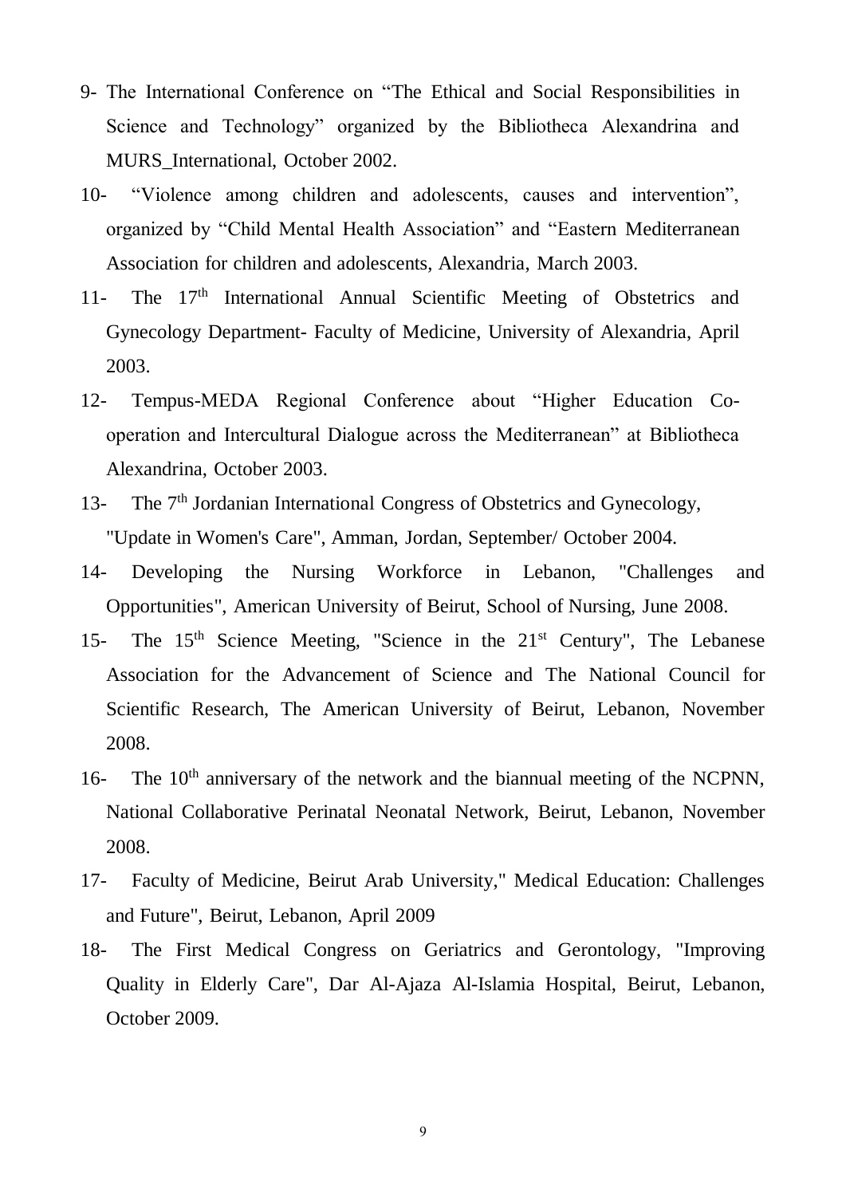9- The International Conference on "The Ethical and Social Responsibilities in Science and Technology" organized by the Bibliotheca Alexandrina and MURS_International, October 2002.

10- "Violence among children and adolescents, causes and intervention", organized by "Child Mental Health Association" and "Eastern Mediterranean Association for children and adolescents, Alexandria, March 2003.

11- The 17th International Annual Scientific Meeting of Obstetrics and Gynecology Department- Faculty of Medicine, University of Alexandria, April 2003.

12- Tempus-MEDA Regional Conference about "Higher Education Co-operation and Intercultural Dialogue across the Mediterranean" at Bibliotheca Alexandrina, October 2003.

13- The 7th Jordanian International Congress of Obstetrics and Gynecology, "Update in Women's Care", Amman, Jordan, September/ October 2004.

14- Developing the Nursing Workforce in Lebanon, "Challenges and Opportunities", American University of Beirut, School of Nursing, June 2008.

15- The 15th Science Meeting, "Science in the 21st Century", The Lebanese Association for the Advancement of Science and The National Council for Scientific Research, The American University of Beirut, Lebanon, November 2008.

16- The 10th anniversary of the network and the biannual meeting of the NCPNN, National Collaborative Perinatal Neonatal Network, Beirut, Lebanon, November 2008.

17- Faculty of Medicine, Beirut Arab University," Medical Education: Challenges and Future", Beirut, Lebanon, April 2009

18- The First Medical Congress on Geriatrics and Gerontology, "Improving Quality in Elderly Care", Dar Al-Ajaza Al-Islamia Hospital, Beirut, Lebanon, October 2009.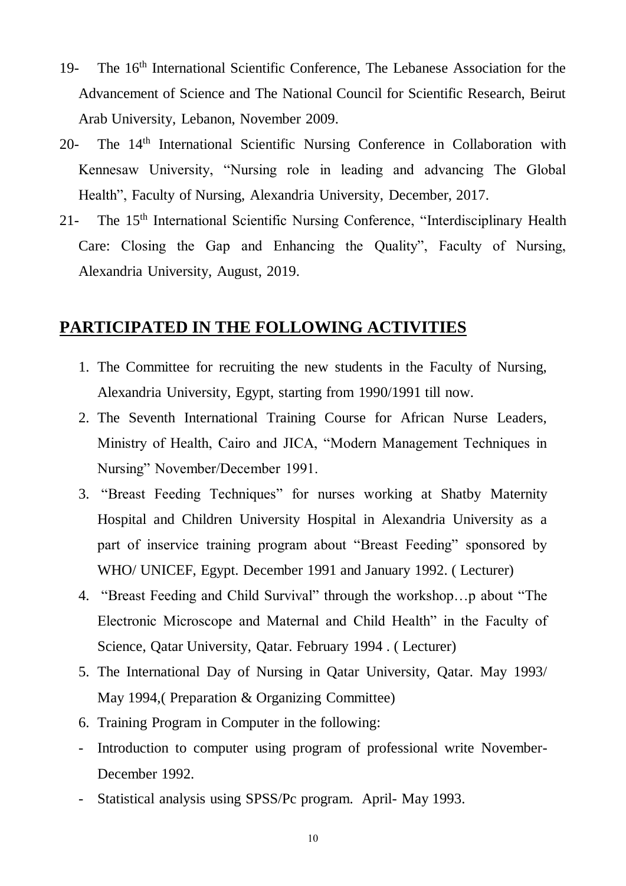19- The 16th International Scientific Conference, The Lebanese Association for the Advancement of Science and The National Council for Scientific Research, Beirut Arab University, Lebanon, November 2009.

20- The 14th International Scientific Nursing Conference in Collaboration with Kennesaw University, "Nursing role in leading and advancing The Global Health", Faculty of Nursing, Alexandria University, December, 2017.

21- The 15th International Scientific Nursing Conference, "Interdisciplinary Health Care: Closing the Gap and Enhancing the Quality", Faculty of Nursing, Alexandria University, August, 2019.

## PARTICIPATED IN THE FOLLOWING ACTIVITIES

1. The Committee for recruiting the new students in the Faculty of Nursing, Alexandria University, Egypt, starting from 1990/1991 till now.
2. The Seventh International Training Course for African Nurse Leaders, Ministry of Health, Cairo and JICA, "Modern Management Techniques in Nursing" November/December 1991.
3. "Breast Feeding Techniques" for nurses working at Shatby Maternity Hospital and Children University Hospital in Alexandria University as a part of inservice training program about "Breast Feeding" sponsored by WHO/ UNICEF, Egypt. December 1991 and January 1992. ( Lecturer)
4. "Breast Feeding and Child Survival" through the workshop…p about "The Electronic Microscope and Maternal and Child Health" in the Faculty of Science, Qatar University, Qatar. February 1994 . ( Lecturer)
5. The International Day of Nursing in Qatar University, Qatar. May 1993/ May 1994,( Preparation & Organizing Committee)
6. Training Program in Computer in the following:

- Introduction to computer using program of professional write November-December 1992.
- Statistical analysis using SPSS/Pc program. April- May 1993.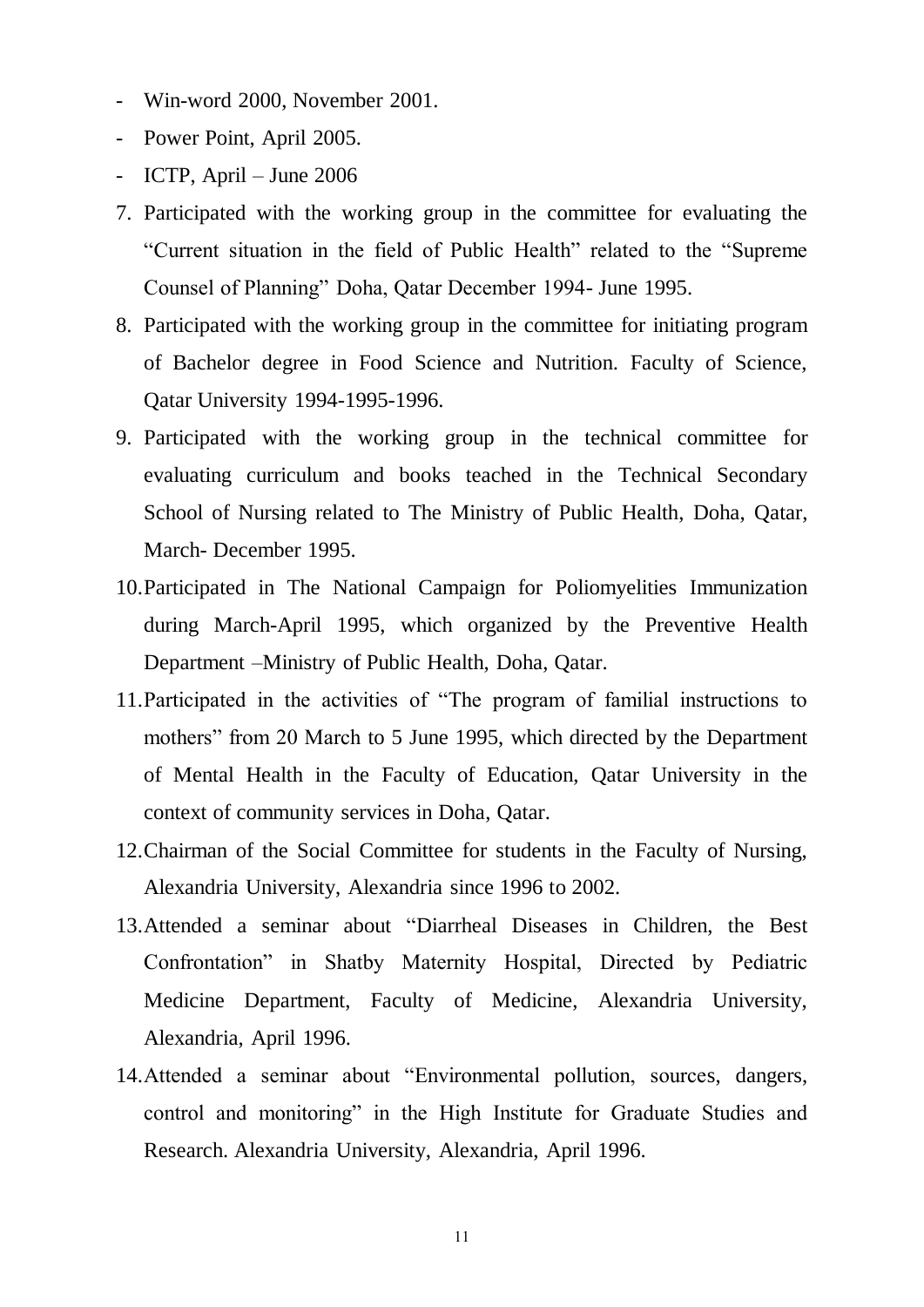- Win-word 2000, November 2001.
- Power Point, April 2005.
- ICTP, April – June 2006

7. Participated with the working group in the committee for evaluating the "Current situation in the field of Public Health" related to the "Supreme Counsel of Planning" Doha, Qatar December 1994- June 1995.
8. Participated with the working group in the committee for initiating program of Bachelor degree in Food Science and Nutrition. Faculty of Science, Qatar University 1994-1995-1996.
9. Participated with the working group in the technical committee for evaluating curriculum and books teached in the Technical Secondary School of Nursing related to The Ministry of Public Health, Doha, Qatar, March- December 1995.
10. Participated in The National Campaign for Poliomyelities Immunization during March-April 1995, which organized by the Preventive Health Department –Ministry of Public Health, Doha, Qatar.
11. Participated in the activities of "The program of familial instructions to mothers" from 20 March to 5 June 1995, which directed by the Department of Mental Health in the Faculty of Education, Qatar University in the context of community services in Doha, Qatar.
12. Chairman of the Social Committee for students in the Faculty of Nursing, Alexandria University, Alexandria since 1996 to 2002.
13. Attended a seminar about "Diarrheal Diseases in Children, the Best Confrontation" in Shatby Maternity Hospital, Directed by Pediatric Medicine Department, Faculty of Medicine, Alexandria University, Alexandria, April 1996.
14. Attended a seminar about "Environmental pollution, sources, dangers, control and monitoring" in the High Institute for Graduate Studies and Research. Alexandria University, Alexandria, April 1996.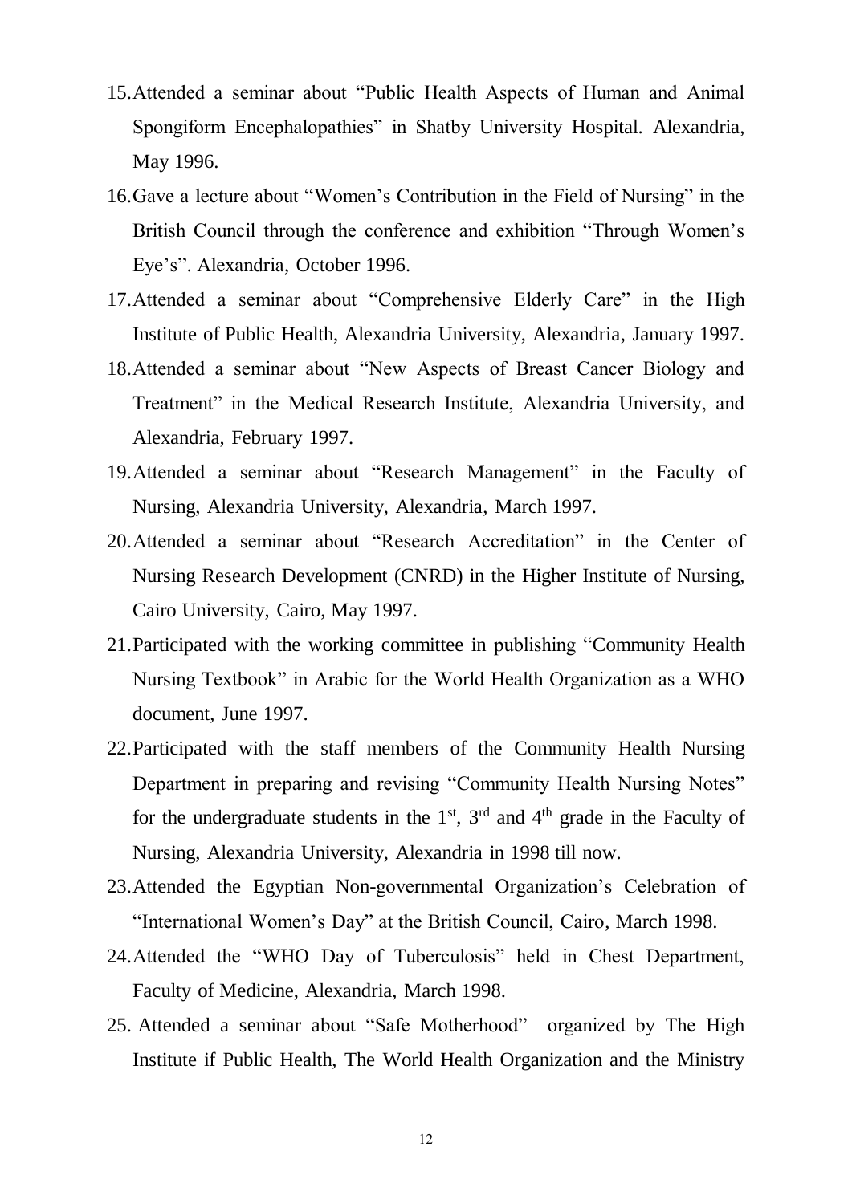15. Attended a seminar about "Public Health Aspects of Human and Animal Spongiform Encephalopathies" in Shatby University Hospital. Alexandria, May 1996.
16. Gave a lecture about "Women's Contribution in the Field of Nursing" in the British Council through the conference and exhibition "Through Women's Eye's". Alexandria, October 1996.
17. Attended a seminar about "Comprehensive Elderly Care" in the High Institute of Public Health, Alexandria University, Alexandria, January 1997.
18. Attended a seminar about "New Aspects of Breast Cancer Biology and Treatment" in the Medical Research Institute, Alexandria University, and Alexandria, February 1997.
19. Attended a seminar about "Research Management" in the Faculty of Nursing, Alexandria University, Alexandria, March 1997.
20. Attended a seminar about "Research Accreditation" in the Center of Nursing Research Development (CNRD) in the Higher Institute of Nursing, Cairo University, Cairo, May 1997.
21. Participated with the working committee in publishing "Community Health Nursing Textbook" in Arabic for the World Health Organization as a WHO document, June 1997.
22. Participated with the staff members of the Community Health Nursing Department in preparing and revising "Community Health Nursing Notes" for the undergraduate students in the 1st, 3rd and 4th grade in the Faculty of Nursing, Alexandria University, Alexandria in 1998 till now.
23. Attended the Egyptian Non-governmental Organization's Celebration of "International Women's Day" at the British Council, Cairo, March 1998.
24. Attended the "WHO Day of Tuberculosis" held in Chest Department, Faculty of Medicine, Alexandria, March 1998.
25. Attended a seminar about "Safe Motherhood" organized by The High Institute if Public Health, The World Health Organization and the Ministry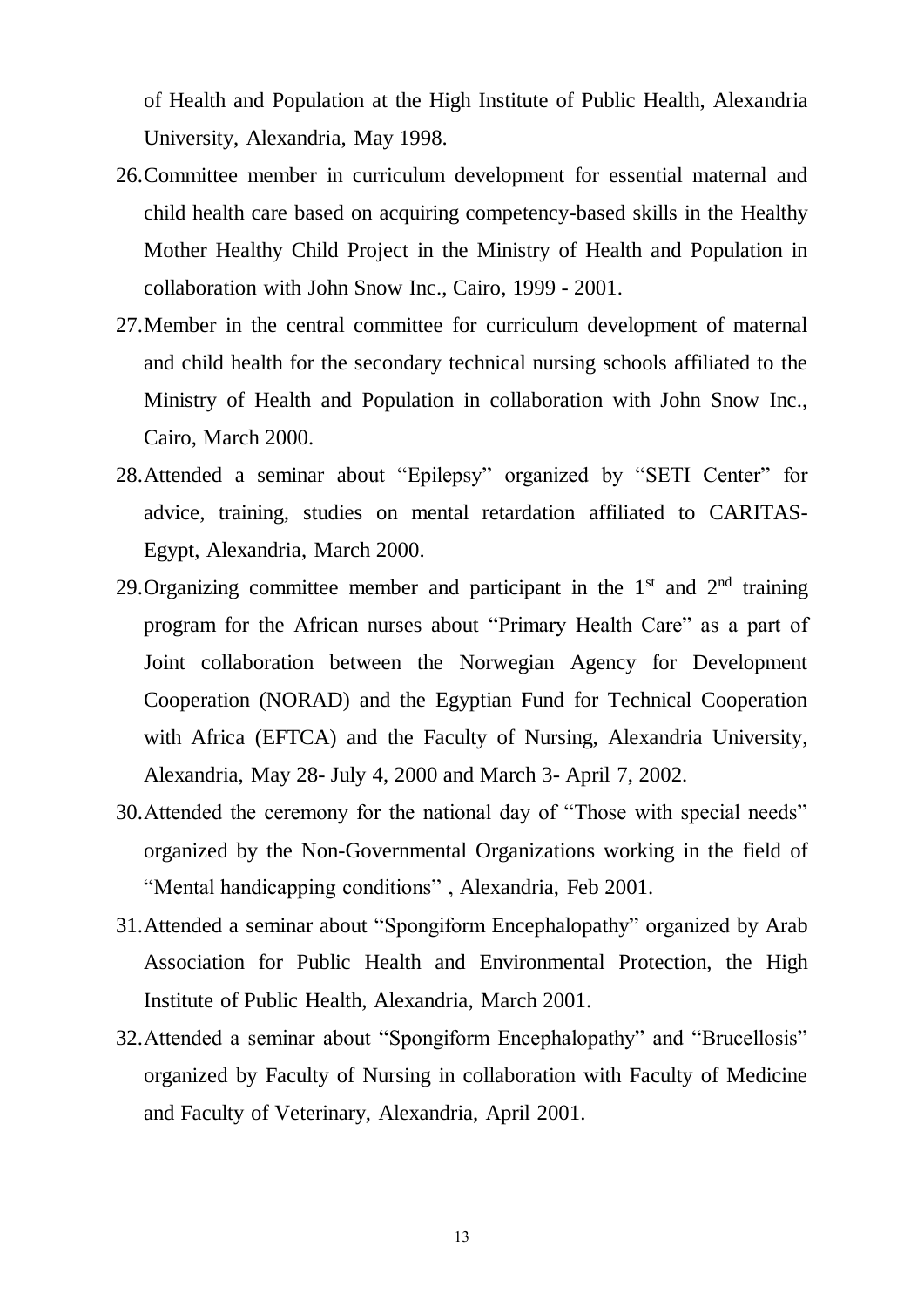of Health and Population at the High Institute of Public Health, Alexandria University, Alexandria, May 1998.

26. Committee member in curriculum development for essential maternal and child health care based on acquiring competency-based skills in the Healthy Mother Healthy Child Project in the Ministry of Health and Population in collaboration with John Snow Inc., Cairo, 1999 - 2001.
27. Member in the central committee for curriculum development of maternal and child health for the secondary technical nursing schools affiliated to the Ministry of Health and Population in collaboration with John Snow Inc., Cairo, March 2000.
28. Attended a seminar about "Epilepsy" organized by "SETI Center" for advice, training, studies on mental retardation affiliated to CARITAS-Egypt, Alexandria, March 2000.
29. Organizing committee member and participant in the 1st and 2nd training program for the African nurses about "Primary Health Care" as a part of Joint collaboration between the Norwegian Agency for Development Cooperation (NORAD) and the Egyptian Fund for Technical Cooperation with Africa (EFTCA) and the Faculty of Nursing, Alexandria University, Alexandria, May 28- July 4, 2000 and March 3- April 7, 2002.
30. Attended the ceremony for the national day of "Those with special needs" organized by the Non-Governmental Organizations working in the field of "Mental handicapping conditions" , Alexandria, Feb 2001.
31. Attended a seminar about "Spongiform Encephalopathy" organized by Arab Association for Public Health and Environmental Protection, the High Institute of Public Health, Alexandria, March 2001.
32. Attended a seminar about "Spongiform Encephalopathy" and "Brucellosis" organized by Faculty of Nursing in collaboration with Faculty of Medicine and Faculty of Veterinary, Alexandria, April 2001.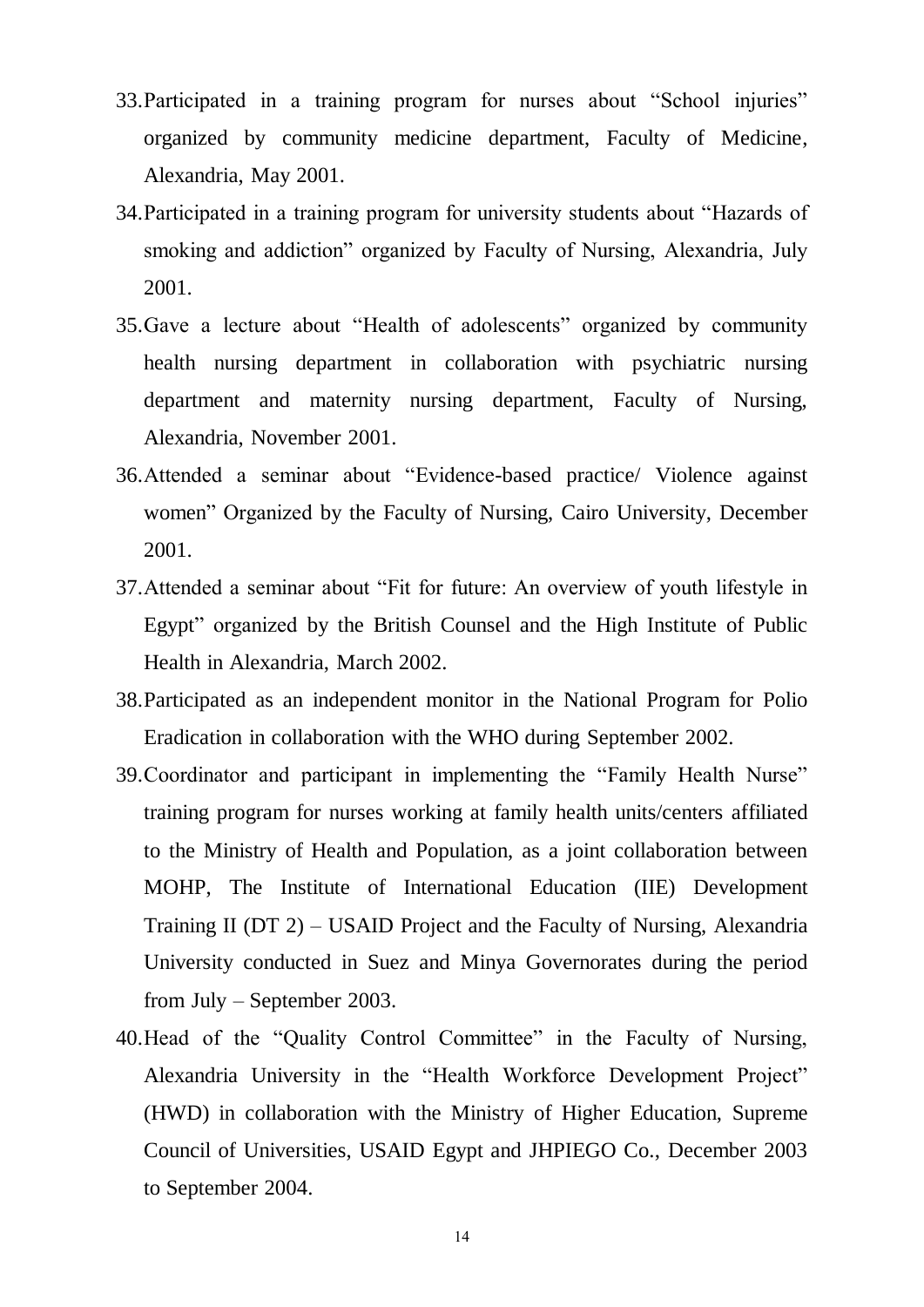33. Participated in a training program for nurses about "School injuries" organized by community medicine department, Faculty of Medicine, Alexandria, May 2001.
34. Participated in a training program for university students about "Hazards of smoking and addiction" organized by Faculty of Nursing, Alexandria, July 2001.
35. Gave a lecture about "Health of adolescents" organized by community health nursing department in collaboration with psychiatric nursing department and maternity nursing department, Faculty of Nursing, Alexandria, November 2001.
36. Attended a seminar about "Evidence-based practice/ Violence against women" Organized by the Faculty of Nursing, Cairo University, December 2001.
37. Attended a seminar about "Fit for future: An overview of youth lifestyle in Egypt" organized by the British Counsel and the High Institute of Public Health in Alexandria, March 2002.
38. Participated as an independent monitor in the National Program for Polio Eradication in collaboration with the WHO during September 2002.
39. Coordinator and participant in implementing the "Family Health Nurse" training program for nurses working at family health units/centers affiliated to the Ministry of Health and Population, as a joint collaboration between MOHP, The Institute of International Education (IIE) Development Training II (DT 2) – USAID Project and the Faculty of Nursing, Alexandria University conducted in Suez and Minya Governorates during the period from July – September 2003.
40. Head of the "Quality Control Committee" in the Faculty of Nursing, Alexandria University in the "Health Workforce Development Project" (HWD) in collaboration with the Ministry of Higher Education, Supreme Council of Universities, USAID Egypt and JHPIEGO Co., December 2003 to September 2004.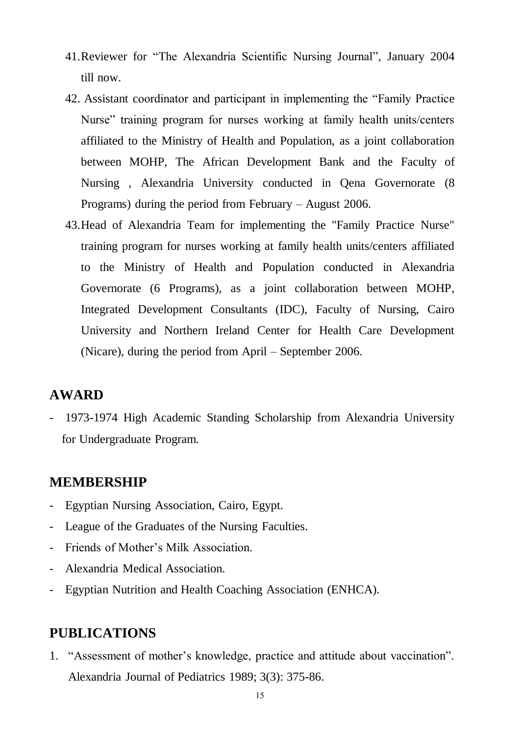41. Reviewer for "The Alexandria Scientific Nursing Journal", January 2004 till now.

42. Assistant coordinator and participant in implementing the "Family Practice Nurse" training program for nurses working at family health units/centers affiliated to the Ministry of Health and Population, as a joint collaboration between MOHP, The African Development Bank and the Faculty of Nursing , Alexandria University conducted in Qena Governorate (8 Programs) during the period from February – August 2006.

43. Head of Alexandria Team for implementing the "Family Practice Nurse" training program for nurses working at family health units/centers affiliated to the Ministry of Health and Population conducted in Alexandria Governorate (6 Programs), as a joint collaboration between MOHP, Integrated Development Consultants (IDC), Faculty of Nursing, Cairo University and Northern Ireland Center for Health Care Development (Nicare), during the period from April – September 2006.

## AWARD

- 1973-1974 High Academic Standing Scholarship from Alexandria University for Undergraduate Program.

## MEMBERSHIP

- Egyptian Nursing Association, Cairo, Egypt.
- League of the Graduates of the Nursing Faculties.
- Friends of Mother's Milk Association.
- Alexandria Medical Association.
- Egyptian Nutrition and Health Coaching Association (ENHCA).

## PUBLICATIONS

1. "Assessment of mother's knowledge, practice and attitude about vaccination". Alexandria Journal of Pediatrics 1989; 3(3): 375-86.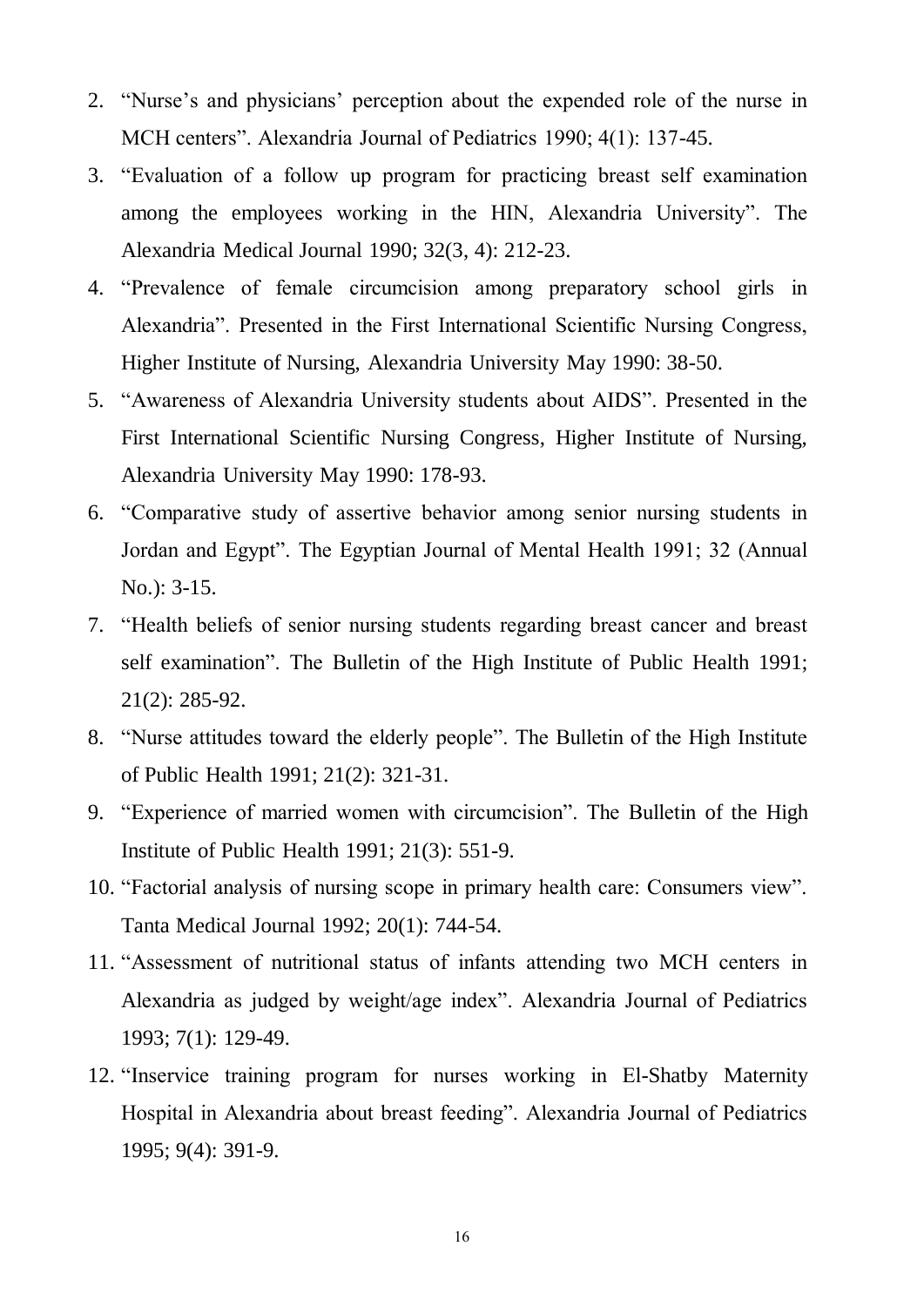2. “Nurse’s and physicians’ perception about the expended role of the nurse in MCH centers”. Alexandria Journal of Pediatrics 1990; 4(1): 137-45.
3. “Evaluation of a follow up program for practicing breast self examination among the employees working in the HIN, Alexandria University”. The Alexandria Medical Journal 1990; 32(3, 4): 212-23.
4. “Prevalence of female circumcision among preparatory school girls in Alexandria”. Presented in the First International Scientific Nursing Congress, Higher Institute of Nursing, Alexandria University May 1990: 38-50.
5. “Awareness of Alexandria University students about AIDS”. Presented in the First International Scientific Nursing Congress, Higher Institute of Nursing, Alexandria University May 1990: 178-93.
6. “Comparative study of assertive behavior among senior nursing students in Jordan and Egypt”. The Egyptian Journal of Mental Health 1991; 32 (Annual No.): 3-15.
7. “Health beliefs of senior nursing students regarding breast cancer and breast self examination”. The Bulletin of the High Institute of Public Health 1991; 21(2): 285-92.
8. “Nurse attitudes toward the elderly people”. The Bulletin of the High Institute of Public Health 1991; 21(2): 321-31.
9. “Experience of married women with circumcision”. The Bulletin of the High Institute of Public Health 1991; 21(3): 551-9.
10. “Factorial analysis of nursing scope in primary health care: Consumers view”. Tanta Medical Journal 1992; 20(1): 744-54.
11. “Assessment of nutritional status of infants attending two MCH centers in Alexandria as judged by weight/age index”. Alexandria Journal of Pediatrics 1993; 7(1): 129-49.
12. “Inservice training program for nurses working in El-Shatby Maternity Hospital in Alexandria about breast feeding”. Alexandria Journal of Pediatrics 1995; 9(4): 391-9.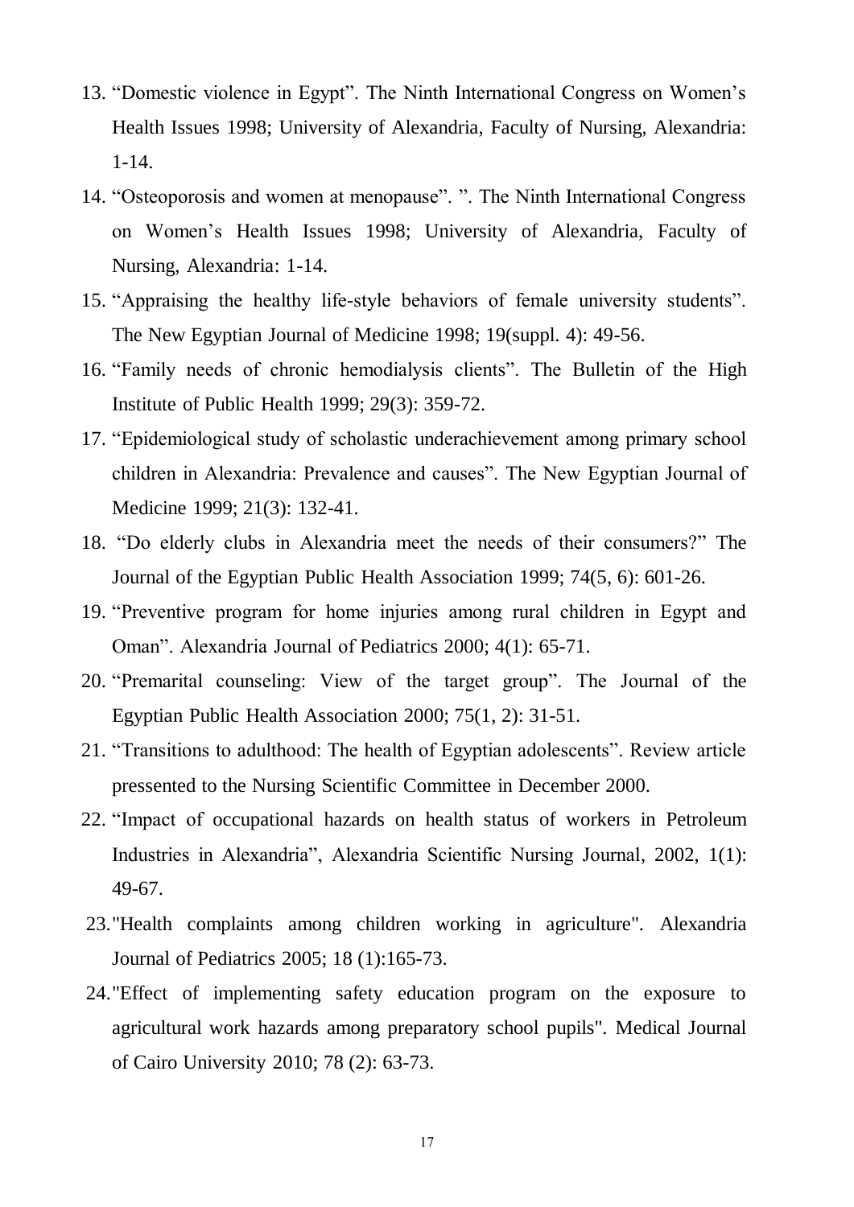13. “Domestic violence in Egypt”. The Ninth International Congress on Women’s Health Issues 1998; University of Alexandria, Faculty of Nursing, Alexandria: 1-14.
14. “Osteoporosis and women at menopause”. ”. The Ninth International Congress on Women’s Health Issues 1998; University of Alexandria, Faculty of Nursing, Alexandria: 1-14.
15. “Appraising the healthy life-style behaviors of female university students”. The New Egyptian Journal of Medicine 1998; 19(suppl. 4): 49-56.
16. “Family needs of chronic hemodialysis clients”. The Bulletin of the High Institute of Public Health 1999; 29(3): 359-72.
17. “Epidemiological study of scholastic underachievement among primary school children in Alexandria: Prevalence and causes”. The New Egyptian Journal of Medicine 1999; 21(3): 132-41.
18. “Do elderly clubs in Alexandria meet the needs of their consumers?” The Journal of the Egyptian Public Health Association 1999; 74(5, 6): 601-26.
19. “Preventive program for home injuries among rural children in Egypt and Oman”. Alexandria Journal of Pediatrics 2000; 4(1): 65-71.
20. “Premarital counseling: View of the target group”. The Journal of the Egyptian Public Health Association 2000; 75(1, 2): 31-51.
21. “Transitions to adulthood: The health of Egyptian adolescents”. Review article pressented to the Nursing Scientific Committee in December 2000.
22. “Impact of occupational hazards on health status of workers in Petroleum Industries in Alexandria”, Alexandria Scientific Nursing Journal, 2002, 1(1): 49-67.
23. "Health complaints among children working in agriculture". Alexandria Journal of Pediatrics 2005; 18 (1):165-73.
24. "Effect of implementing safety education program on the exposure to agricultural work hazards among preparatory school pupils". Medical Journal of Cairo University 2010; 78 (2): 63-73.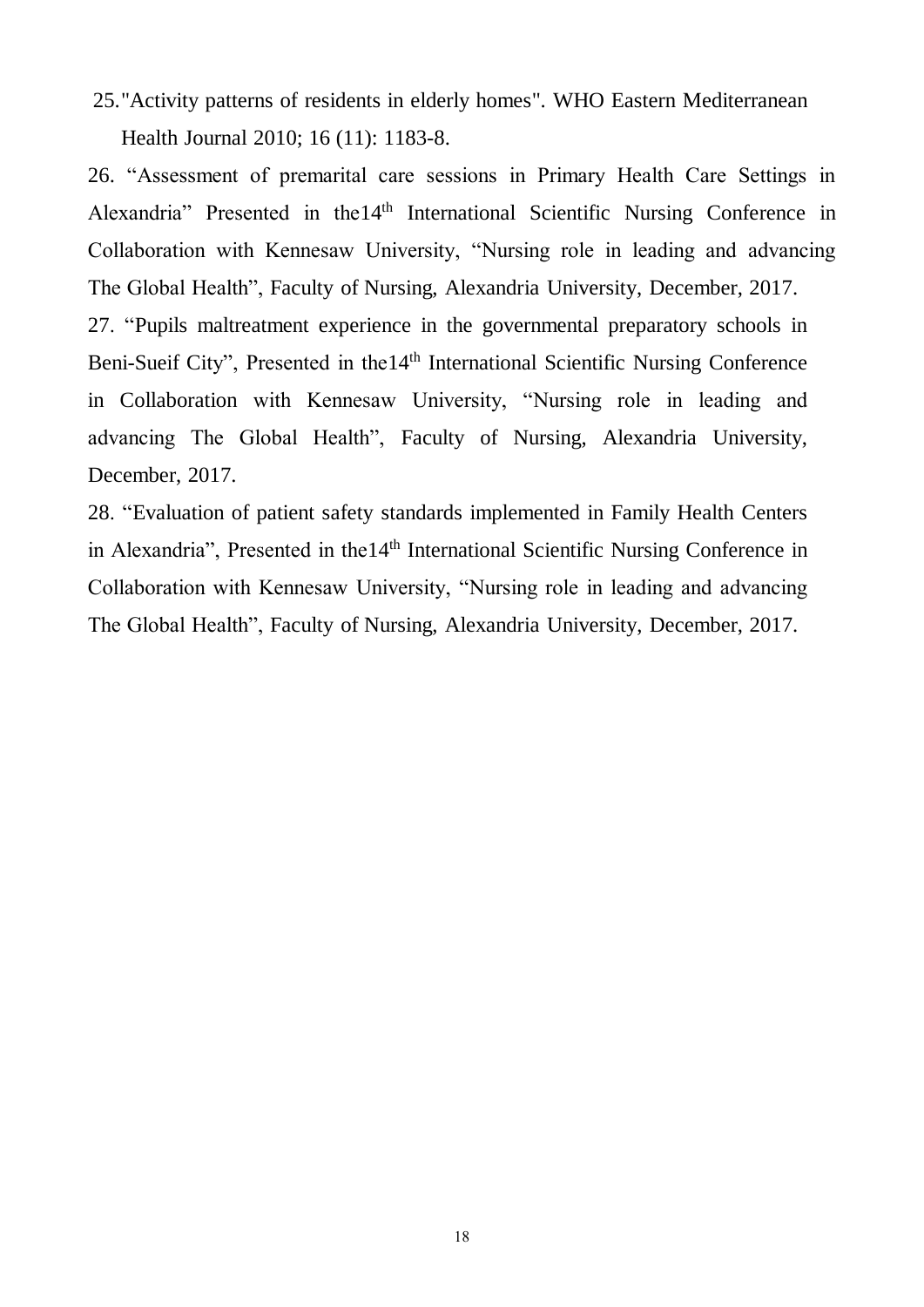25. "Activity patterns of residents in elderly homes". WHO Eastern Mediterranean Health Journal 2010; 16 (11): 1183-8.

26. "Assessment of premarital care sessions in Primary Health Care Settings in Alexandria" Presented in the14[th] International Scientific Nursing Conference in Collaboration with Kennesaw University, "Nursing role in leading and advancing The Global Health", Faculty of Nursing, Alexandria University, December, 2017.

27. "Pupils maltreatment experience in the governmental preparatory schools in Beni-Sueif City", Presented in the14[th] International Scientific Nursing Conference in Collaboration with Kennesaw University, "Nursing role in leading and advancing The Global Health", Faculty of Nursing, Alexandria University, December, 2017.

28. "Evaluation of patient safety standards implemented in Family Health Centers in Alexandria", Presented in the14[th] International Scientific Nursing Conference in Collaboration with Kennesaw University, "Nursing role in leading and advancing The Global Health", Faculty of Nursing, Alexandria University, December, 2017.